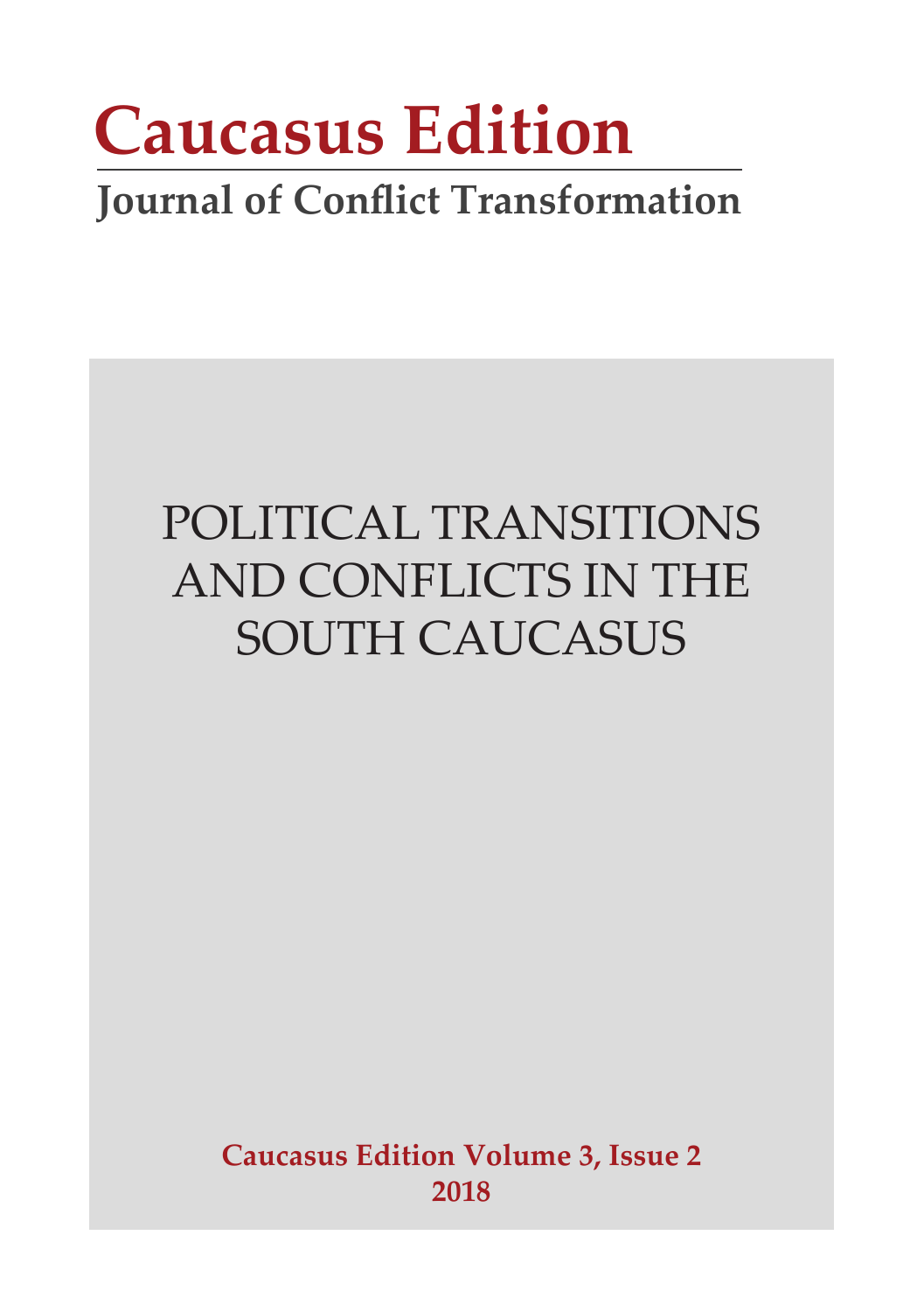# Caucasus Edition

## Journal of Conflict Transformation

POLITICAL TRANSITIONS AND CONFLICTS IN THE SOUTH CAUCASUS

**Caucasus Edition Volume 3, Issue 2**
**2018**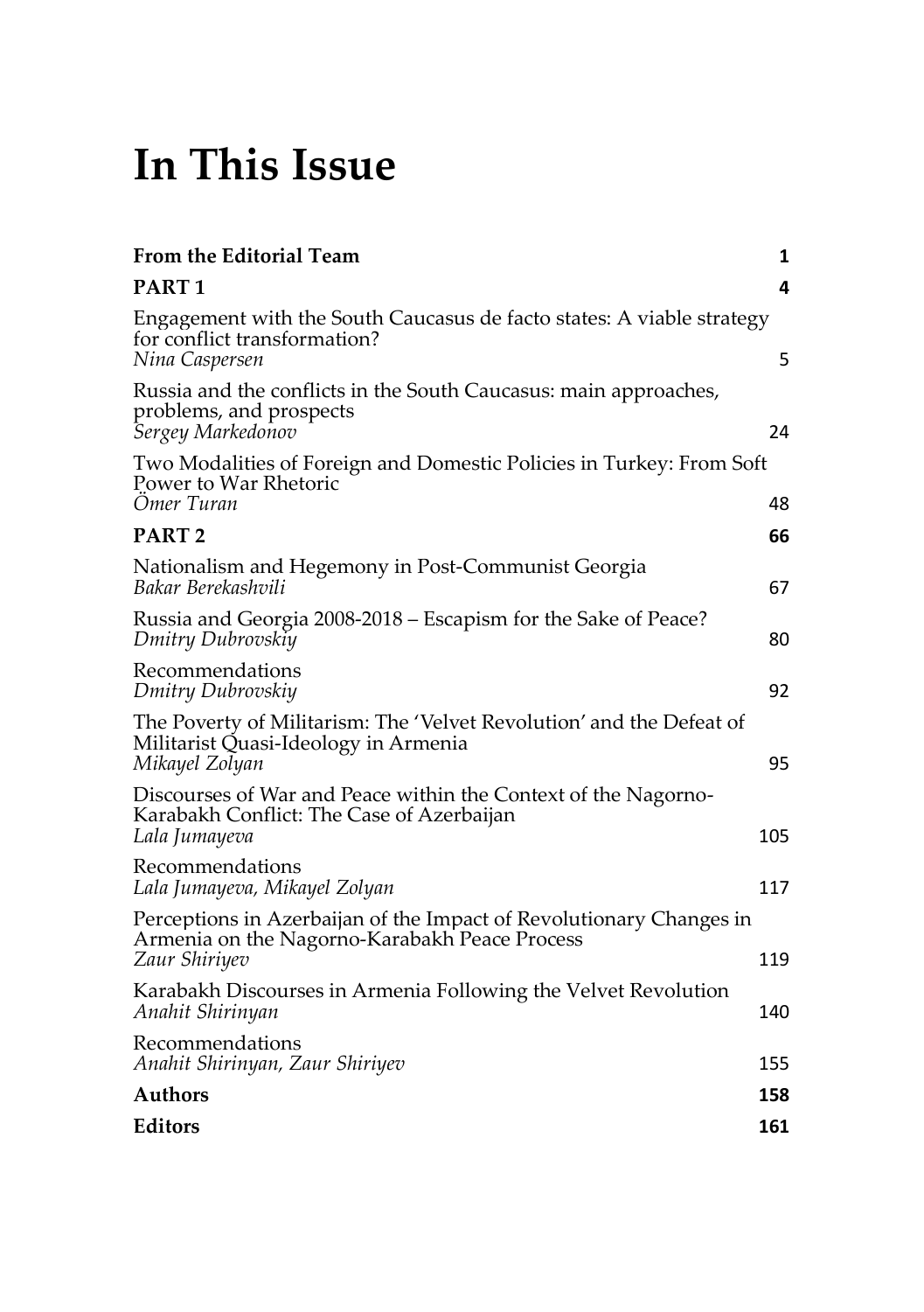# In This Issue

| | |
|---|---|
| **From the Editorial Team** | **1** |
| **PART 1** | **4** |
| Engagement with the South Caucasus de facto states: A viable strategy for conflict transformation?<br>*Nina Caspersen* | 5 |
| Russia and the conflicts in the South Caucasus: main approaches, problems, and prospects<br>*Sergey Markedonov* | 24 |
| Two Modalities of Foreign and Domestic Policies in Turkey: From Soft Power to War Rhetoric<br>*Ömer Turan* | 48 |
| **PART 2** | **66** |
| Nationalism and Hegemony in Post-Communist Georgia<br>*Bakar Berekashvili* | 67 |
| Russia and Georgia 2008-2018 – Escapism for the Sake of Peace?<br>*Dmitry Dubrovskiy* | 80 |
| Recommendations<br>*Dmitry Dubrovskiy* | 92 |
| The Poverty of Militarism: The 'Velvet Revolution' and the Defeat of Militarist Quasi-Ideology in Armenia<br>*Mikayel Zolyan* | 95 |
| Discourses of War and Peace within the Context of the Nagorno-Karabakh Conflict: The Case of Azerbaijan<br>*Lala Jumayeva* | 105 |
| Recommendations<br>*Lala Jumayeva, Mikayel Zolyan* | 117 |
| Perceptions in Azerbaijan of the Impact of Revolutionary Changes in Armenia on the Nagorno-Karabakh Peace Process<br>*Zaur Shiriyev* | 119 |
| Karabakh Discourses in Armenia Following the Velvet Revolution<br>*Anahit Shirinyan* | 140 |
| Recommendations<br>*Anahit Shirinyan, Zaur Shiriyev* | 155 |
| **Authors** | **158** |
| **Editors** | **161** |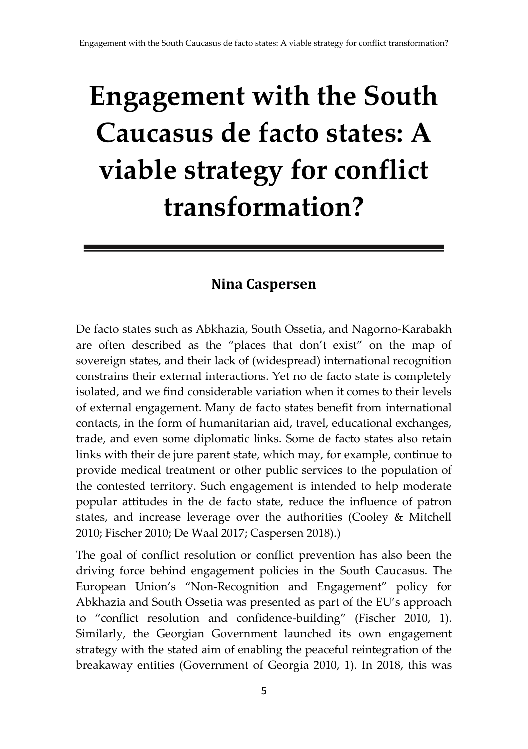# Engagement with the South Caucasus de facto states: A viable strategy for conflict transformation?

**Nina Caspersen**

De facto states such as Abkhazia, South Ossetia, and Nagorno-Karabakh are often described as the "places that don't exist" on the map of sovereign states, and their lack of (widespread) international recognition constrains their external interactions. Yet no de facto state is completely isolated, and we find considerable variation when it comes to their levels of external engagement. Many de facto states benefit from international contacts, in the form of humanitarian aid, travel, educational exchanges, trade, and even some diplomatic links. Some de facto states also retain links with their de jure parent state, which may, for example, continue to provide medical treatment or other public services to the population of the contested territory. Such engagement is intended to help moderate popular attitudes in the de facto state, reduce the influence of patron states, and increase leverage over the authorities (Cooley & Mitchell 2010; Fischer 2010; De Waal 2017; Caspersen 2018).)

The goal of conflict resolution or conflict prevention has also been the driving force behind engagement policies in the South Caucasus. The European Union's "Non-Recognition and Engagement" policy for Abkhazia and South Ossetia was presented as part of the EU's approach to "conflict resolution and confidence-building" (Fischer 2010, 1). Similarly, the Georgian Government launched its own engagement strategy with the stated aim of enabling the peaceful reintegration of the breakaway entities (Government of Georgia 2010, 1). In 2018, this was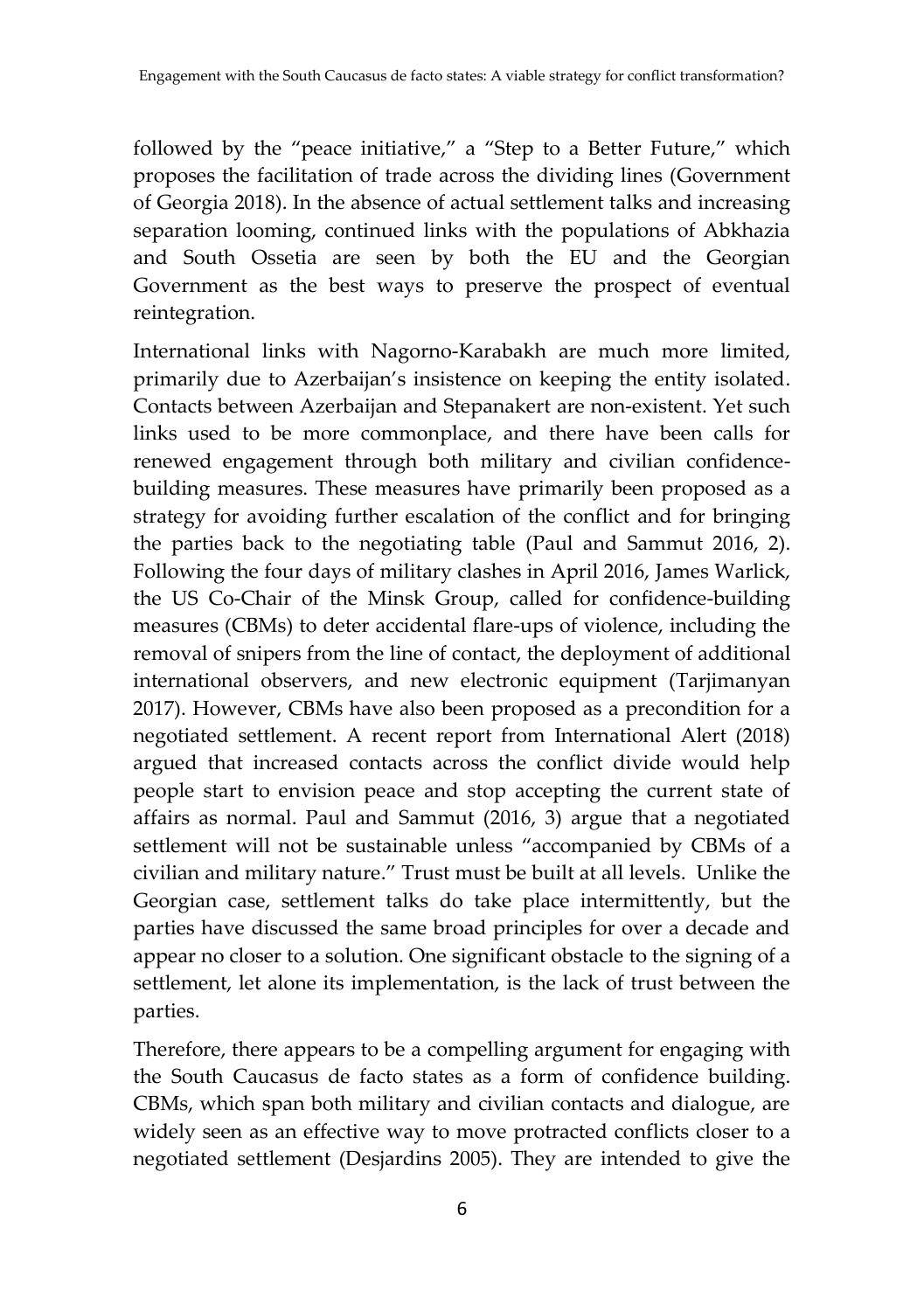followed by the "peace initiative," a "Step to a Better Future," which proposes the facilitation of trade across the dividing lines (Government of Georgia 2018). In the absence of actual settlement talks and increasing separation looming, continued links with the populations of Abkhazia and South Ossetia are seen by both the EU and the Georgian Government as the best ways to preserve the prospect of eventual reintegration.

International links with Nagorno-Karabakh are much more limited, primarily due to Azerbaijan's insistence on keeping the entity isolated. Contacts between Azerbaijan and Stepanakert are non-existent. Yet such links used to be more commonplace, and there have been calls for renewed engagement through both military and civilian confidence-building measures. These measures have primarily been proposed as a strategy for avoiding further escalation of the conflict and for bringing the parties back to the negotiating table (Paul and Sammut 2016, 2). Following the four days of military clashes in April 2016, James Warlick, the US Co-Chair of the Minsk Group, called for confidence-building measures (CBMs) to deter accidental flare-ups of violence, including the removal of snipers from the line of contact, the deployment of additional international observers, and new electronic equipment (Tarjimanyan 2017). However, CBMs have also been proposed as a precondition for a negotiated settlement. A recent report from International Alert (2018) argued that increased contacts across the conflict divide would help people start to envision peace and stop accepting the current state of affairs as normal. Paul and Sammut (2016, 3) argue that a negotiated settlement will not be sustainable unless "accompanied by CBMs of a civilian and military nature." Trust must be built at all levels. Unlike the Georgian case, settlement talks do take place intermittently, but the parties have discussed the same broad principles for over a decade and appear no closer to a solution. One significant obstacle to the signing of a settlement, let alone its implementation, is the lack of trust between the parties.

Therefore, there appears to be a compelling argument for engaging with the South Caucasus de facto states as a form of confidence building. CBMs, which span both military and civilian contacts and dialogue, are widely seen as an effective way to move protracted conflicts closer to a negotiated settlement (Desjardins 2005). They are intended to give the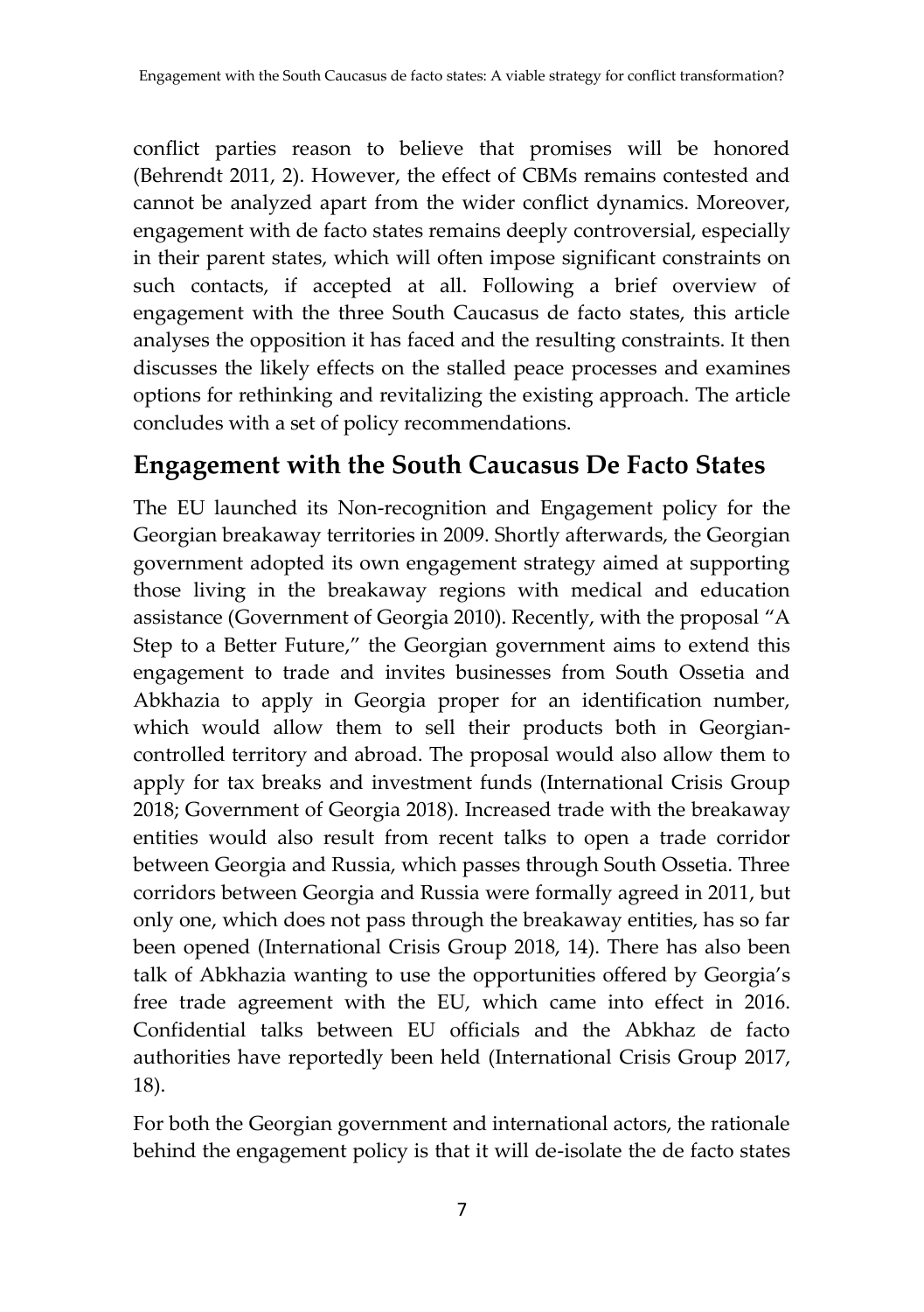conflict parties reason to believe that promises will be honored (Behrendt 2011, 2). However, the effect of CBMs remains contested and cannot be analyzed apart from the wider conflict dynamics. Moreover, engagement with de facto states remains deeply controversial, especially in their parent states, which will often impose significant constraints on such contacts, if accepted at all. Following a brief overview of engagement with the three South Caucasus de facto states, this article analyses the opposition it has faced and the resulting constraints. It then discusses the likely effects on the stalled peace processes and examines options for rethinking and revitalizing the existing approach. The article concludes with a set of policy recommendations.

## Engagement with the South Caucasus De Facto States

The EU launched its Non-recognition and Engagement policy for the Georgian breakaway territories in 2009. Shortly afterwards, the Georgian government adopted its own engagement strategy aimed at supporting those living in the breakaway regions with medical and education assistance (Government of Georgia 2010). Recently, with the proposal "A Step to a Better Future," the Georgian government aims to extend this engagement to trade and invites businesses from South Ossetia and Abkhazia to apply in Georgia proper for an identification number, which would allow them to sell their products both in Georgian-controlled territory and abroad. The proposal would also allow them to apply for tax breaks and investment funds (International Crisis Group 2018; Government of Georgia 2018). Increased trade with the breakaway entities would also result from recent talks to open a trade corridor between Georgia and Russia, which passes through South Ossetia. Three corridors between Georgia and Russia were formally agreed in 2011, but only one, which does not pass through the breakaway entities, has so far been opened (International Crisis Group 2018, 14). There has also been talk of Abkhazia wanting to use the opportunities offered by Georgia's free trade agreement with the EU, which came into effect in 2016. Confidential talks between EU officials and the Abkhaz de facto authorities have reportedly been held (International Crisis Group 2017, 18).

For both the Georgian government and international actors, the rationale behind the engagement policy is that it will de-isolate the de facto states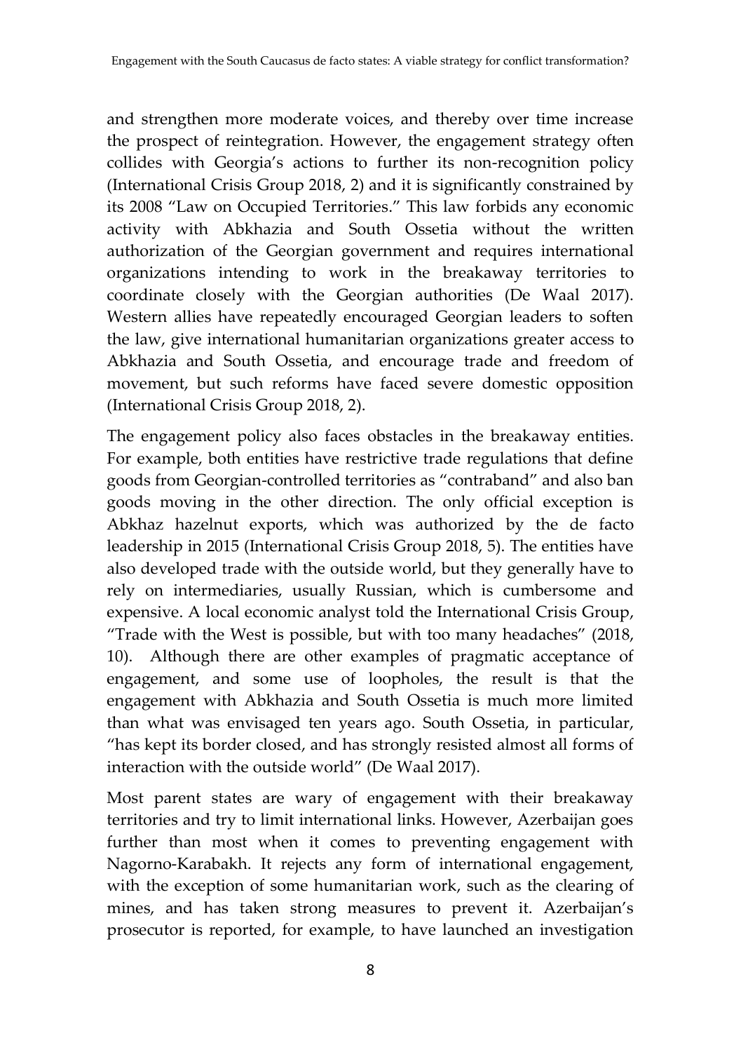and strengthen more moderate voices, and thereby over time increase the prospect of reintegration. However, the engagement strategy often collides with Georgia's actions to further its non-recognition policy (International Crisis Group 2018, 2) and it is significantly constrained by its 2008 "Law on Occupied Territories." This law forbids any economic activity with Abkhazia and South Ossetia without the written authorization of the Georgian government and requires international organizations intending to work in the breakaway territories to coordinate closely with the Georgian authorities (De Waal 2017). Western allies have repeatedly encouraged Georgian leaders to soften the law, give international humanitarian organizations greater access to Abkhazia and South Ossetia, and encourage trade and freedom of movement, but such reforms have faced severe domestic opposition (International Crisis Group 2018, 2).

The engagement policy also faces obstacles in the breakaway entities. For example, both entities have restrictive trade regulations that define goods from Georgian-controlled territories as "contraband" and also ban goods moving in the other direction. The only official exception is Abkhaz hazelnut exports, which was authorized by the de facto leadership in 2015 (International Crisis Group 2018, 5). The entities have also developed trade with the outside world, but they generally have to rely on intermediaries, usually Russian, which is cumbersome and expensive. A local economic analyst told the International Crisis Group, "Trade with the West is possible, but with too many headaches" (2018, 10). Although there are other examples of pragmatic acceptance of engagement, and some use of loopholes, the result is that the engagement with Abkhazia and South Ossetia is much more limited than what was envisaged ten years ago. South Ossetia, in particular, "has kept its border closed, and has strongly resisted almost all forms of interaction with the outside world" (De Waal 2017).

Most parent states are wary of engagement with their breakaway territories and try to limit international links. However, Azerbaijan goes further than most when it comes to preventing engagement with Nagorno-Karabakh. It rejects any form of international engagement, with the exception of some humanitarian work, such as the clearing of mines, and has taken strong measures to prevent it. Azerbaijan's prosecutor is reported, for example, to have launched an investigation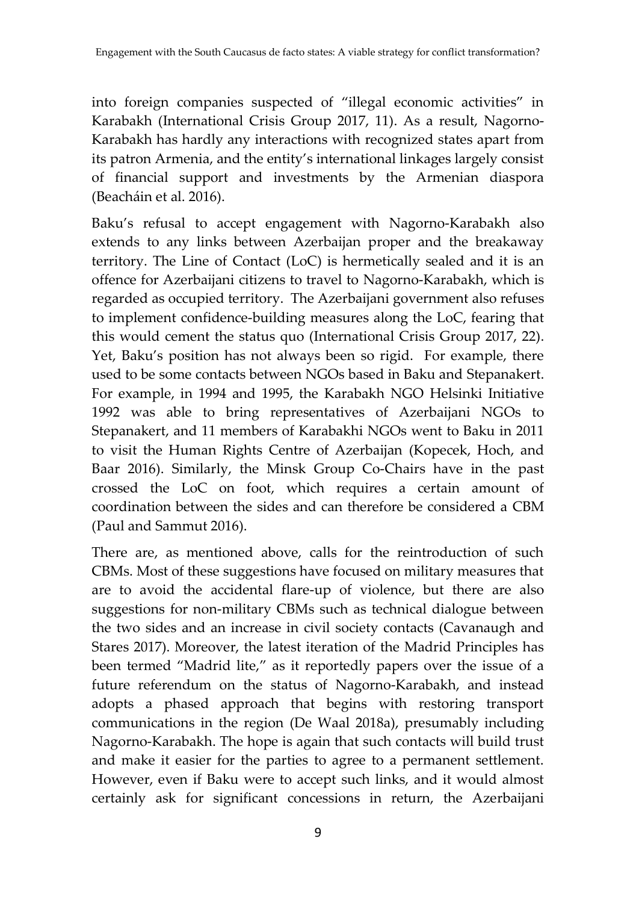into foreign companies suspected of "illegal economic activities" in Karabakh (International Crisis Group 2017, 11). As a result, Nagorno-Karabakh has hardly any interactions with recognized states apart from its patron Armenia, and the entity's international linkages largely consist of financial support and investments by the Armenian diaspora (Beacháin et al. 2016).

Baku's refusal to accept engagement with Nagorno-Karabakh also extends to any links between Azerbaijan proper and the breakaway territory. The Line of Contact (LoC) is hermetically sealed and it is an offence for Azerbaijani citizens to travel to Nagorno-Karabakh, which is regarded as occupied territory. The Azerbaijani government also refuses to implement confidence-building measures along the LoC, fearing that this would cement the status quo (International Crisis Group 2017, 22). Yet, Baku's position has not always been so rigid. For example, there used to be some contacts between NGOs based in Baku and Stepanakert. For example, in 1994 and 1995, the Karabakh NGO Helsinki Initiative 1992 was able to bring representatives of Azerbaijani NGOs to Stepanakert, and 11 members of Karabakhi NGOs went to Baku in 2011 to visit the Human Rights Centre of Azerbaijan (Kopecek, Hoch, and Baar 2016). Similarly, the Minsk Group Co-Chairs have in the past crossed the LoC on foot, which requires a certain amount of coordination between the sides and can therefore be considered a CBM (Paul and Sammut 2016).

There are, as mentioned above, calls for the reintroduction of such CBMs. Most of these suggestions have focused on military measures that are to avoid the accidental flare-up of violence, but there are also suggestions for non-military CBMs such as technical dialogue between the two sides and an increase in civil society contacts (Cavanaugh and Stares 2017). Moreover, the latest iteration of the Madrid Principles has been termed "Madrid lite," as it reportedly papers over the issue of a future referendum on the status of Nagorno-Karabakh, and instead adopts a phased approach that begins with restoring transport communications in the region (De Waal 2018a), presumably including Nagorno-Karabakh. The hope is again that such contacts will build trust and make it easier for the parties to agree to a permanent settlement. However, even if Baku were to accept such links, and it would almost certainly ask for significant concessions in return, the Azerbaijani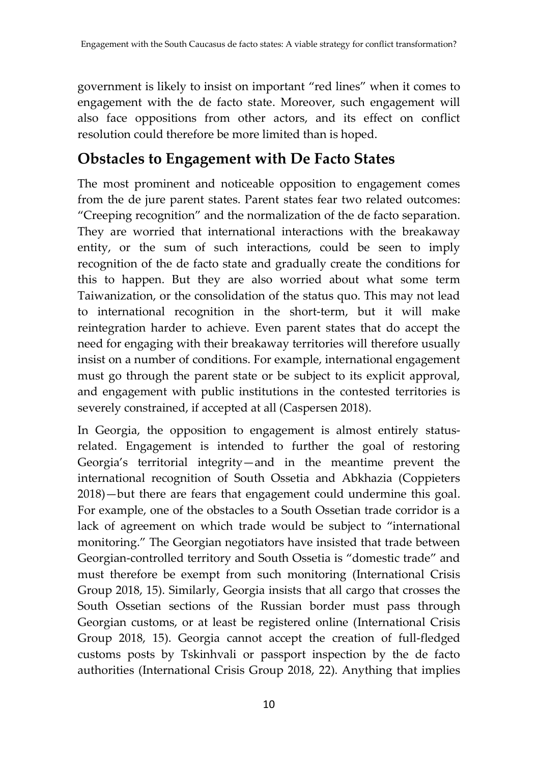government is likely to insist on important "red lines" when it comes to engagement with the de facto state. Moreover, such engagement will also face oppositions from other actors, and its effect on conflict resolution could therefore be more limited than is hoped.

## Obstacles to Engagement with De Facto States

The most prominent and noticeable opposition to engagement comes from the de jure parent states. Parent states fear two related outcomes: "Creeping recognition" and the normalization of the de facto separation. They are worried that international interactions with the breakaway entity, or the sum of such interactions, could be seen to imply recognition of the de facto state and gradually create the conditions for this to happen. But they are also worried about what some term Taiwanization, or the consolidation of the status quo. This may not lead to international recognition in the short-term, but it will make reintegration harder to achieve. Even parent states that do accept the need for engaging with their breakaway territories will therefore usually insist on a number of conditions. For example, international engagement must go through the parent state or be subject to its explicit approval, and engagement with public institutions in the contested territories is severely constrained, if accepted at all (Caspersen 2018).

In Georgia, the opposition to engagement is almost entirely status-related. Engagement is intended to further the goal of restoring Georgia's territorial integrity—and in the meantime prevent the international recognition of South Ossetia and Abkhazia (Coppieters 2018)—but there are fears that engagement could undermine this goal. For example, one of the obstacles to a South Ossetian trade corridor is a lack of agreement on which trade would be subject to "international monitoring." The Georgian negotiators have insisted that trade between Georgian-controlled territory and South Ossetia is "domestic trade" and must therefore be exempt from such monitoring (International Crisis Group 2018, 15). Similarly, Georgia insists that all cargo that crosses the South Ossetian sections of the Russian border must pass through Georgian customs, or at least be registered online (International Crisis Group 2018, 15). Georgia cannot accept the creation of full-fledged customs posts by Tskinhvali or passport inspection by the de facto authorities (International Crisis Group 2018, 22). Anything that implies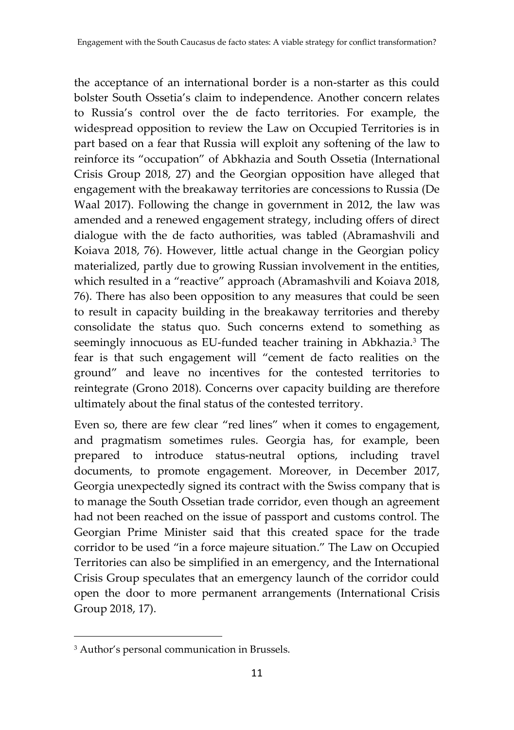the acceptance of an international border is a non-starter as this could bolster South Ossetia's claim to independence. Another concern relates to Russia's control over the de facto territories. For example, the widespread opposition to review the Law on Occupied Territories is in part based on a fear that Russia will exploit any softening of the law to reinforce its "occupation" of Abkhazia and South Ossetia (International Crisis Group 2018, 27) and the Georgian opposition have alleged that engagement with the breakaway territories are concessions to Russia (De Waal 2017). Following the change in government in 2012, the law was amended and a renewed engagement strategy, including offers of direct dialogue with the de facto authorities, was tabled (Abramashvili and Koiava 2018, 76). However, little actual change in the Georgian policy materialized, partly due to growing Russian involvement in the entities, which resulted in a "reactive" approach (Abramashvili and Koiava 2018, 76). There has also been opposition to any measures that could be seen to result in capacity building in the breakaway territories and thereby consolidate the status quo. Such concerns extend to something as seemingly innocuous as EU-funded teacher training in Abkhazia.[3] The fear is that such engagement will "cement de facto realities on the ground" and leave no incentives for the contested territories to reintegrate (Grono 2018). Concerns over capacity building are therefore ultimately about the final status of the contested territory.

Even so, there are few clear "red lines" when it comes to engagement, and pragmatism sometimes rules. Georgia has, for example, been prepared to introduce status-neutral options, including travel documents, to promote engagement. Moreover, in December 2017, Georgia unexpectedly signed its contract with the Swiss company that is to manage the South Ossetian trade corridor, even though an agreement had not been reached on the issue of passport and customs control. The Georgian Prime Minister said that this created space for the trade corridor to be used "in a force majeure situation." The Law on Occupied Territories can also be simplified in an emergency, and the International Crisis Group speculates that an emergency launch of the corridor could open the door to more permanent arrangements (International Crisis Group 2018, 17).

---

[3] Author's personal communication in Brussels.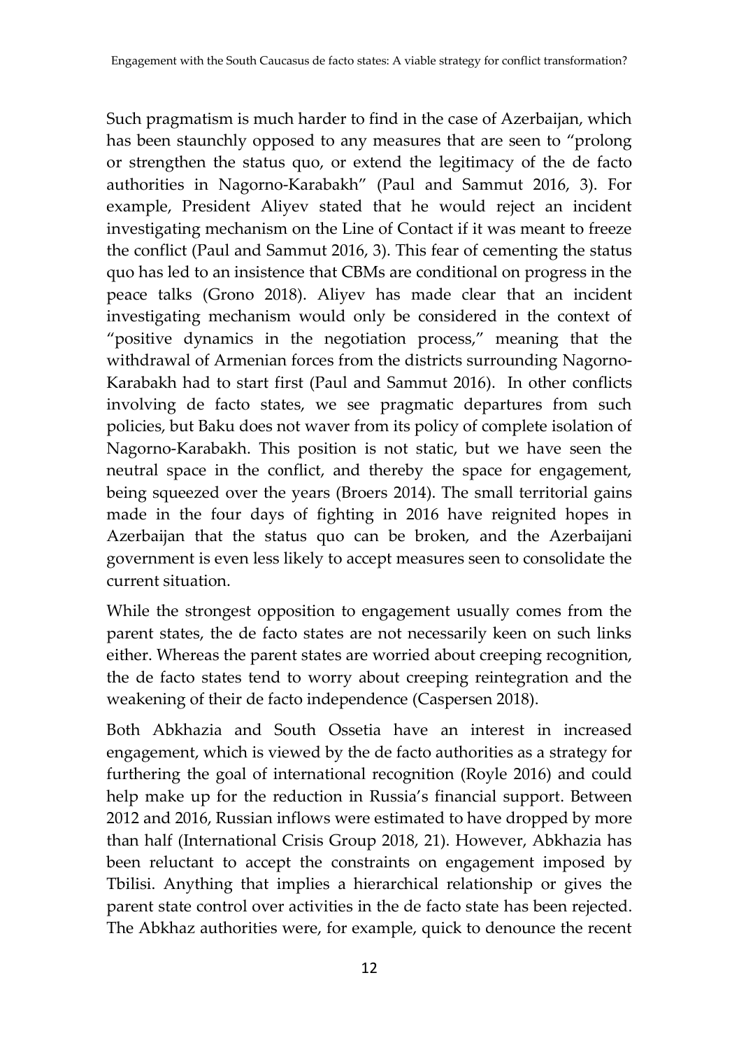Such pragmatism is much harder to find in the case of Azerbaijan, which has been staunchly opposed to any measures that are seen to "prolong or strengthen the status quo, or extend the legitimacy of the de facto authorities in Nagorno-Karabakh" (Paul and Sammut 2016, 3). For example, President Aliyev stated that he would reject an incident investigating mechanism on the Line of Contact if it was meant to freeze the conflict (Paul and Sammut 2016, 3). This fear of cementing the status quo has led to an insistence that CBMs are conditional on progress in the peace talks (Grono 2018). Aliyev has made clear that an incident investigating mechanism would only be considered in the context of "positive dynamics in the negotiation process," meaning that the withdrawal of Armenian forces from the districts surrounding Nagorno-Karabakh had to start first (Paul and Sammut 2016). In other conflicts involving de facto states, we see pragmatic departures from such policies, but Baku does not waver from its policy of complete isolation of Nagorno-Karabakh. This position is not static, but we have seen the neutral space in the conflict, and thereby the space for engagement, being squeezed over the years (Broers 2014). The small territorial gains made in the four days of fighting in 2016 have reignited hopes in Azerbaijan that the status quo can be broken, and the Azerbaijani government is even less likely to accept measures seen to consolidate the current situation.

While the strongest opposition to engagement usually comes from the parent states, the de facto states are not necessarily keen on such links either. Whereas the parent states are worried about creeping recognition, the de facto states tend to worry about creeping reintegration and the weakening of their de facto independence (Caspersen 2018).

Both Abkhazia and South Ossetia have an interest in increased engagement, which is viewed by the de facto authorities as a strategy for furthering the goal of international recognition (Royle 2016) and could help make up for the reduction in Russia's financial support. Between 2012 and 2016, Russian inflows were estimated to have dropped by more than half (International Crisis Group 2018, 21). However, Abkhazia has been reluctant to accept the constraints on engagement imposed by Tbilisi. Anything that implies a hierarchical relationship or gives the parent state control over activities in the de facto state has been rejected. The Abkhaz authorities were, for example, quick to denounce the recent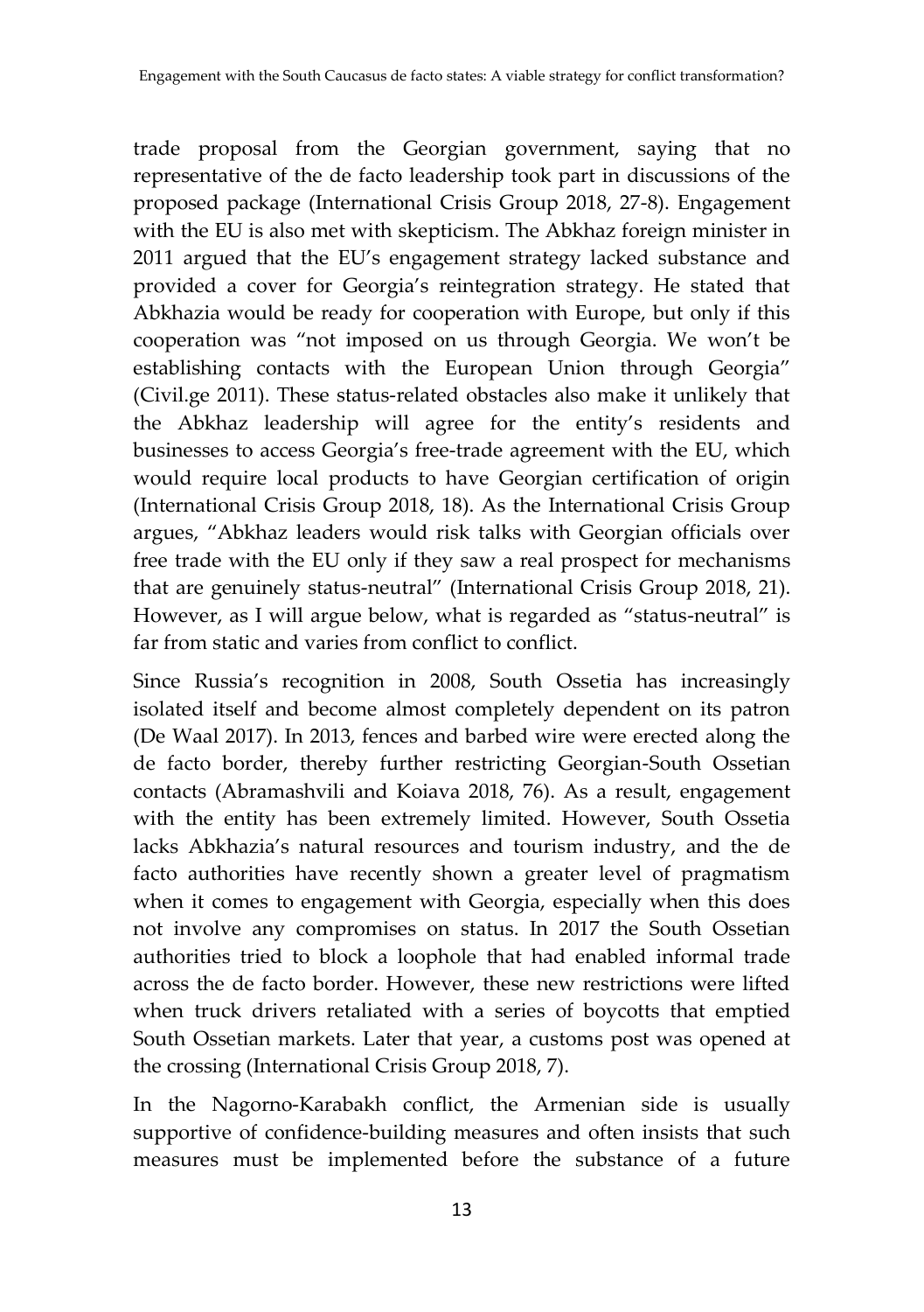trade proposal from the Georgian government, saying that no representative of the de facto leadership took part in discussions of the proposed package (International Crisis Group 2018, 27-8). Engagement with the EU is also met with skepticism. The Abkhaz foreign minister in 2011 argued that the EU's engagement strategy lacked substance and provided a cover for Georgia's reintegration strategy. He stated that Abkhazia would be ready for cooperation with Europe, but only if this cooperation was "not imposed on us through Georgia. We won't be establishing contacts with the European Union through Georgia" (Civil.ge 2011). These status-related obstacles also make it unlikely that the Abkhaz leadership will agree for the entity's residents and businesses to access Georgia's free-trade agreement with the EU, which would require local products to have Georgian certification of origin (International Crisis Group 2018, 18). As the International Crisis Group argues, "Abkhaz leaders would risk talks with Georgian officials over free trade with the EU only if they saw a real prospect for mechanisms that are genuinely status-neutral" (International Crisis Group 2018, 21). However, as I will argue below, what is regarded as "status-neutral" is far from static and varies from conflict to conflict.

Since Russia's recognition in 2008, South Ossetia has increasingly isolated itself and become almost completely dependent on its patron (De Waal 2017). In 2013, fences and barbed wire were erected along the de facto border, thereby further restricting Georgian-South Ossetian contacts (Abramashvili and Koiava 2018, 76). As a result, engagement with the entity has been extremely limited. However, South Ossetia lacks Abkhazia's natural resources and tourism industry, and the de facto authorities have recently shown a greater level of pragmatism when it comes to engagement with Georgia, especially when this does not involve any compromises on status. In 2017 the South Ossetian authorities tried to block a loophole that had enabled informal trade across the de facto border. However, these new restrictions were lifted when truck drivers retaliated with a series of boycotts that emptied South Ossetian markets. Later that year, a customs post was opened at the crossing (International Crisis Group 2018, 7).

In the Nagorno-Karabakh conflict, the Armenian side is usually supportive of confidence-building measures and often insists that such measures must be implemented before the substance of a future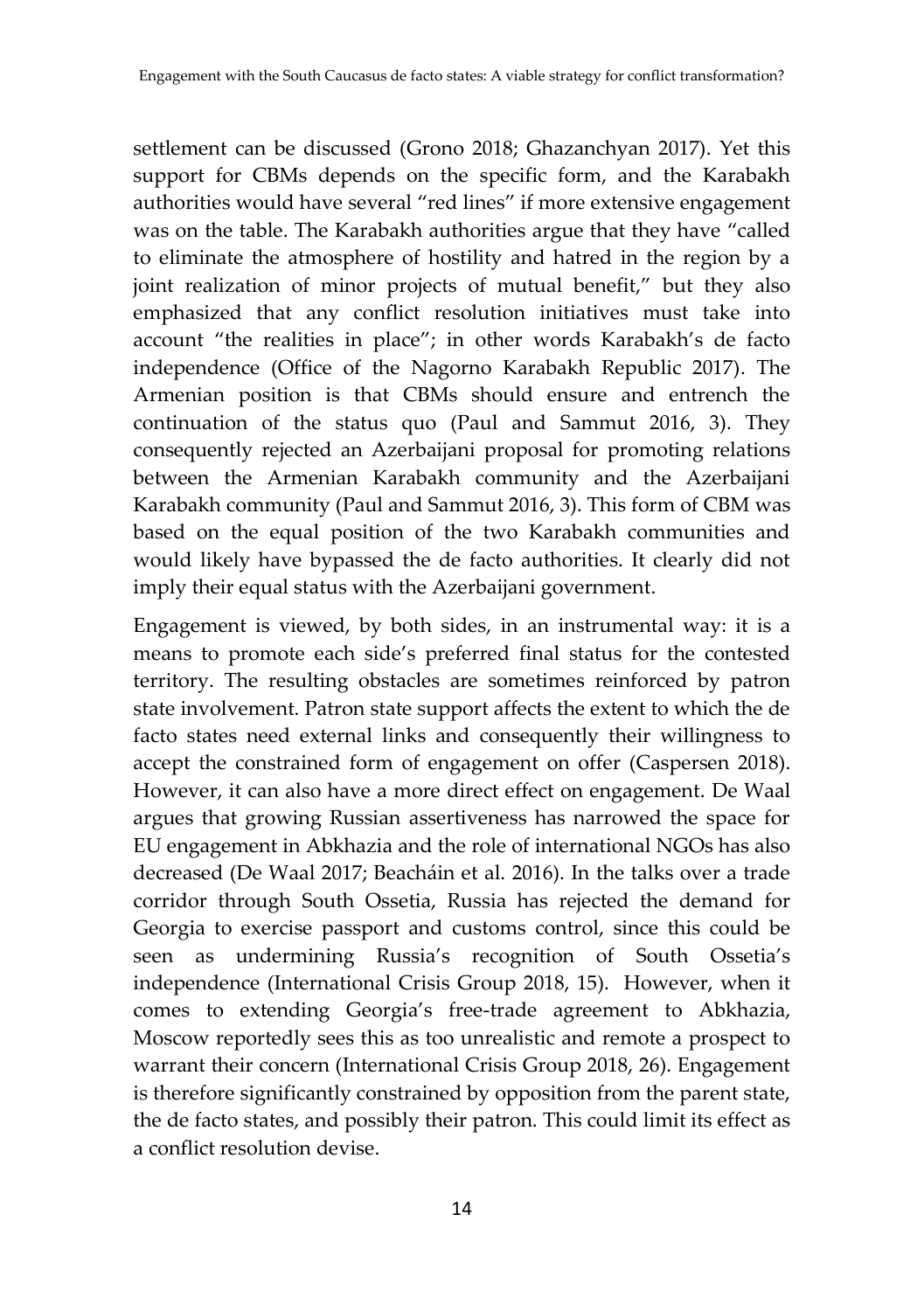settlement can be discussed (Grono 2018; Ghazanchyan 2017). Yet this support for CBMs depends on the specific form, and the Karabakh authorities would have several "red lines" if more extensive engagement was on the table. The Karabakh authorities argue that they have "called to eliminate the atmosphere of hostility and hatred in the region by a joint realization of minor projects of mutual benefit," but they also emphasized that any conflict resolution initiatives must take into account "the realities in place"; in other words Karabakh's de facto independence (Office of the Nagorno Karabakh Republic 2017). The Armenian position is that CBMs should ensure and entrench the continuation of the status quo (Paul and Sammut 2016, 3). They consequently rejected an Azerbaijani proposal for promoting relations between the Armenian Karabakh community and the Azerbaijani Karabakh community (Paul and Sammut 2016, 3). This form of CBM was based on the equal position of the two Karabakh communities and would likely have bypassed the de facto authorities. It clearly did not imply their equal status with the Azerbaijani government.

Engagement is viewed, by both sides, in an instrumental way: it is a means to promote each side's preferred final status for the contested territory. The resulting obstacles are sometimes reinforced by patron state involvement. Patron state support affects the extent to which the de facto states need external links and consequently their willingness to accept the constrained form of engagement on offer (Caspersen 2018). However, it can also have a more direct effect on engagement. De Waal argues that growing Russian assertiveness has narrowed the space for EU engagement in Abkhazia and the role of international NGOs has also decreased (De Waal 2017; Beacháin et al. 2016). In the talks over a trade corridor through South Ossetia, Russia has rejected the demand for Georgia to exercise passport and customs control, since this could be seen as undermining Russia's recognition of South Ossetia's independence (International Crisis Group 2018, 15). However, when it comes to extending Georgia's free-trade agreement to Abkhazia, Moscow reportedly sees this as too unrealistic and remote a prospect to warrant their concern (International Crisis Group 2018, 26). Engagement is therefore significantly constrained by opposition from the parent state, the de facto states, and possibly their patron. This could limit its effect as a conflict resolution devise.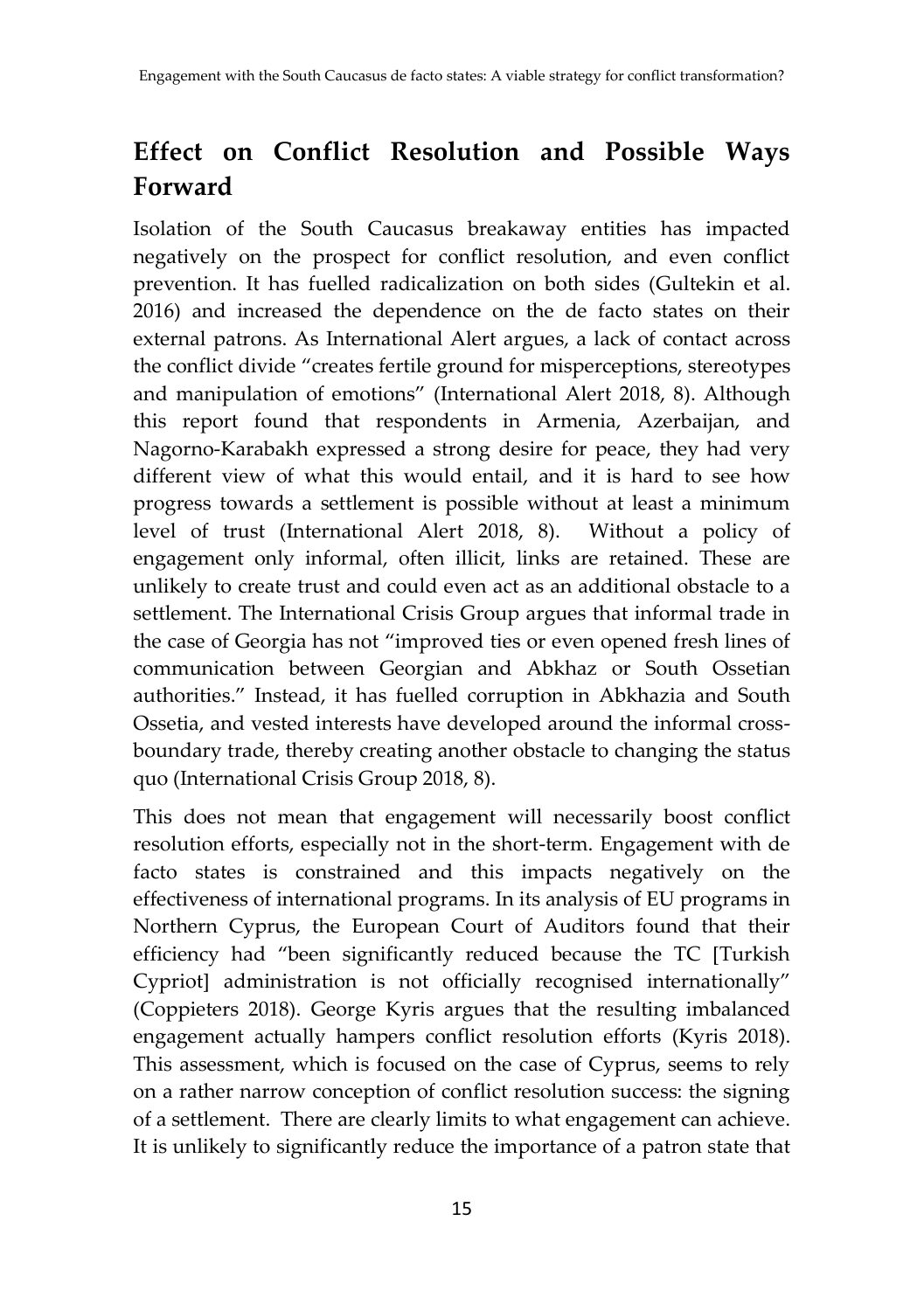## Effect on Conflict Resolution and Possible Ways Forward

Isolation of the South Caucasus breakaway entities has impacted negatively on the prospect for conflict resolution, and even conflict prevention. It has fuelled radicalization on both sides (Gultekin et al. 2016) and increased the dependence on the de facto states on their external patrons. As International Alert argues, a lack of contact across the conflict divide "creates fertile ground for misperceptions, stereotypes and manipulation of emotions" (International Alert 2018, 8). Although this report found that respondents in Armenia, Azerbaijan, and Nagorno-Karabakh expressed a strong desire for peace, they had very different view of what this would entail, and it is hard to see how progress towards a settlement is possible without at least a minimum level of trust (International Alert 2018, 8). Without a policy of engagement only informal, often illicit, links are retained. These are unlikely to create trust and could even act as an additional obstacle to a settlement. The International Crisis Group argues that informal trade in the case of Georgia has not "improved ties or even opened fresh lines of communication between Georgian and Abkhaz or South Ossetian authorities." Instead, it has fuelled corruption in Abkhazia and South Ossetia, and vested interests have developed around the informal cross-boundary trade, thereby creating another obstacle to changing the status quo (International Crisis Group 2018, 8).

This does not mean that engagement will necessarily boost conflict resolution efforts, especially not in the short-term. Engagement with de facto states is constrained and this impacts negatively on the effectiveness of international programs. In its analysis of EU programs in Northern Cyprus, the European Court of Auditors found that their efficiency had "been significantly reduced because the TC [Turkish Cypriot] administration is not officially recognised internationally" (Coppieters 2018). George Kyris argues that the resulting imbalanced engagement actually hampers conflict resolution efforts (Kyris 2018). This assessment, which is focused on the case of Cyprus, seems to rely on a rather narrow conception of conflict resolution success: the signing of a settlement. There are clearly limits to what engagement can achieve. It is unlikely to significantly reduce the importance of a patron state that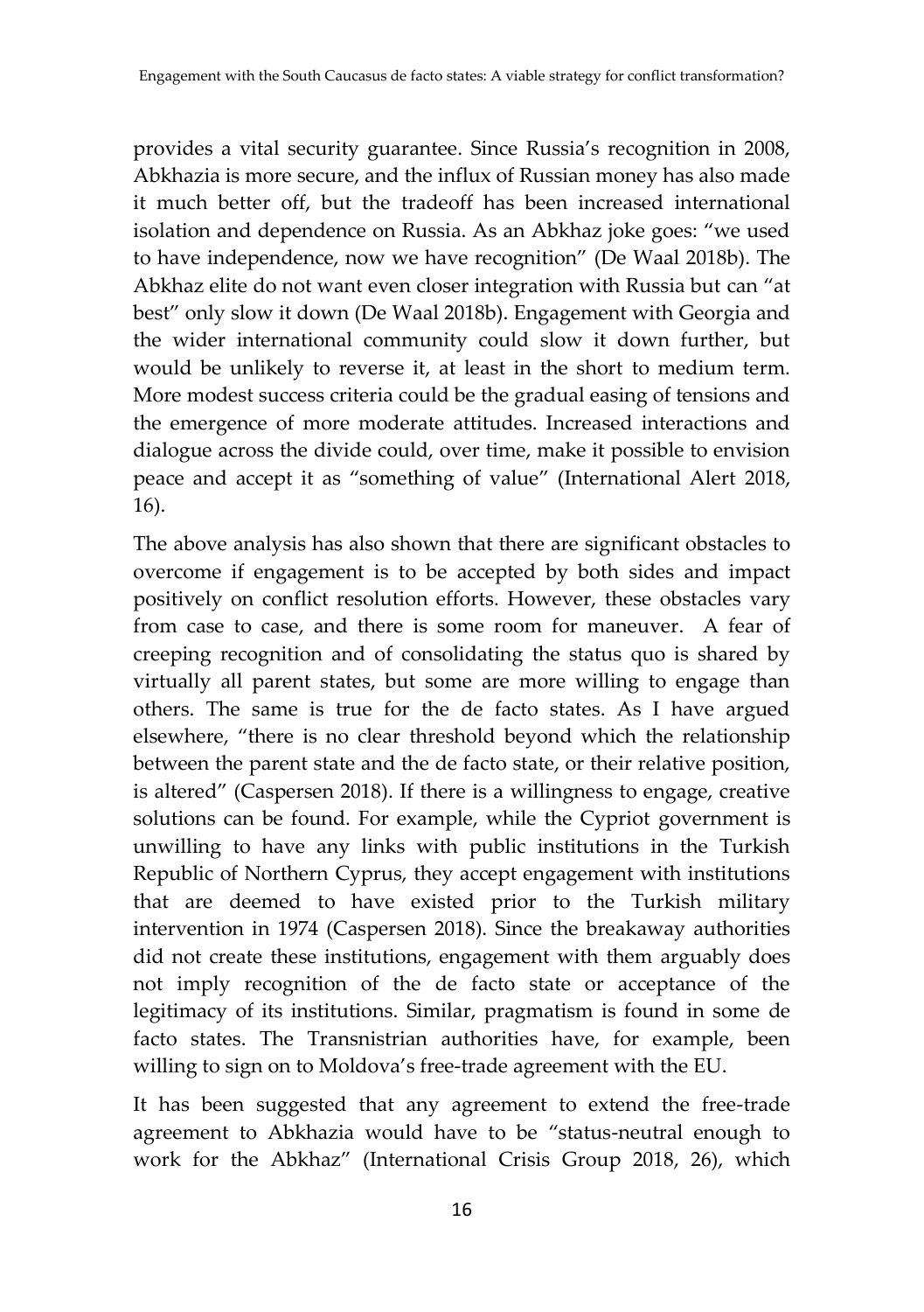provides a vital security guarantee. Since Russia's recognition in 2008, Abkhazia is more secure, and the influx of Russian money has also made it much better off, but the tradeoff has been increased international isolation and dependence on Russia. As an Abkhaz joke goes: "we used to have independence, now we have recognition" (De Waal 2018b). The Abkhaz elite do not want even closer integration with Russia but can "at best" only slow it down (De Waal 2018b). Engagement with Georgia and the wider international community could slow it down further, but would be unlikely to reverse it, at least in the short to medium term. More modest success criteria could be the gradual easing of tensions and the emergence of more moderate attitudes. Increased interactions and dialogue across the divide could, over time, make it possible to envision peace and accept it as "something of value" (International Alert 2018, 16).

The above analysis has also shown that there are significant obstacles to overcome if engagement is to be accepted by both sides and impact positively on conflict resolution efforts. However, these obstacles vary from case to case, and there is some room for maneuver. A fear of creeping recognition and of consolidating the status quo is shared by virtually all parent states, but some are more willing to engage than others. The same is true for the de facto states. As I have argued elsewhere, "there is no clear threshold beyond which the relationship between the parent state and the de facto state, or their relative position, is altered" (Caspersen 2018). If there is a willingness to engage, creative solutions can be found. For example, while the Cypriot government is unwilling to have any links with public institutions in the Turkish Republic of Northern Cyprus, they accept engagement with institutions that are deemed to have existed prior to the Turkish military intervention in 1974 (Caspersen 2018). Since the breakaway authorities did not create these institutions, engagement with them arguably does not imply recognition of the de facto state or acceptance of the legitimacy of its institutions. Similar, pragmatism is found in some de facto states. The Transnistrian authorities have, for example, been willing to sign on to Moldova's free-trade agreement with the EU.

It has been suggested that any agreement to extend the free-trade agreement to Abkhazia would have to be "status-neutral enough to work for the Abkhaz" (International Crisis Group 2018, 26), which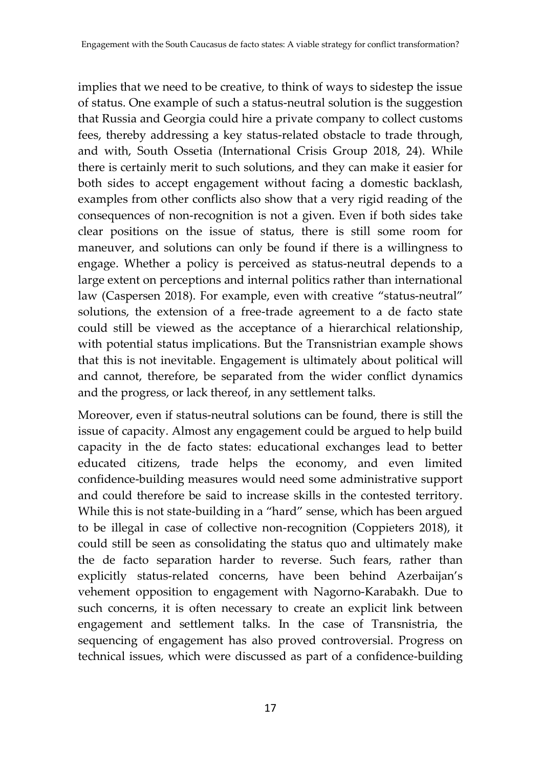implies that we need to be creative, to think of ways to sidestep the issue of status. One example of such a status-neutral solution is the suggestion that Russia and Georgia could hire a private company to collect customs fees, thereby addressing a key status-related obstacle to trade through, and with, South Ossetia (International Crisis Group 2018, 24). While there is certainly merit to such solutions, and they can make it easier for both sides to accept engagement without facing a domestic backlash, examples from other conflicts also show that a very rigid reading of the consequences of non-recognition is not a given. Even if both sides take clear positions on the issue of status, there is still some room for maneuver, and solutions can only be found if there is a willingness to engage. Whether a policy is perceived as status-neutral depends to a large extent on perceptions and internal politics rather than international law (Caspersen 2018). For example, even with creative "status-neutral" solutions, the extension of a free-trade agreement to a de facto state could still be viewed as the acceptance of a hierarchical relationship, with potential status implications. But the Transnistrian example shows that this is not inevitable. Engagement is ultimately about political will and cannot, therefore, be separated from the wider conflict dynamics and the progress, or lack thereof, in any settlement talks.

Moreover, even if status-neutral solutions can be found, there is still the issue of capacity. Almost any engagement could be argued to help build capacity in the de facto states: educational exchanges lead to better educated citizens, trade helps the economy, and even limited confidence-building measures would need some administrative support and could therefore be said to increase skills in the contested territory. While this is not state-building in a "hard" sense, which has been argued to be illegal in case of collective non-recognition (Coppieters 2018), it could still be seen as consolidating the status quo and ultimately make the de facto separation harder to reverse. Such fears, rather than explicitly status-related concerns, have been behind Azerbaijan's vehement opposition to engagement with Nagorno-Karabakh. Due to such concerns, it is often necessary to create an explicit link between engagement and settlement talks. In the case of Transnistria, the sequencing of engagement has also proved controversial. Progress on technical issues, which were discussed as part of a confidence-building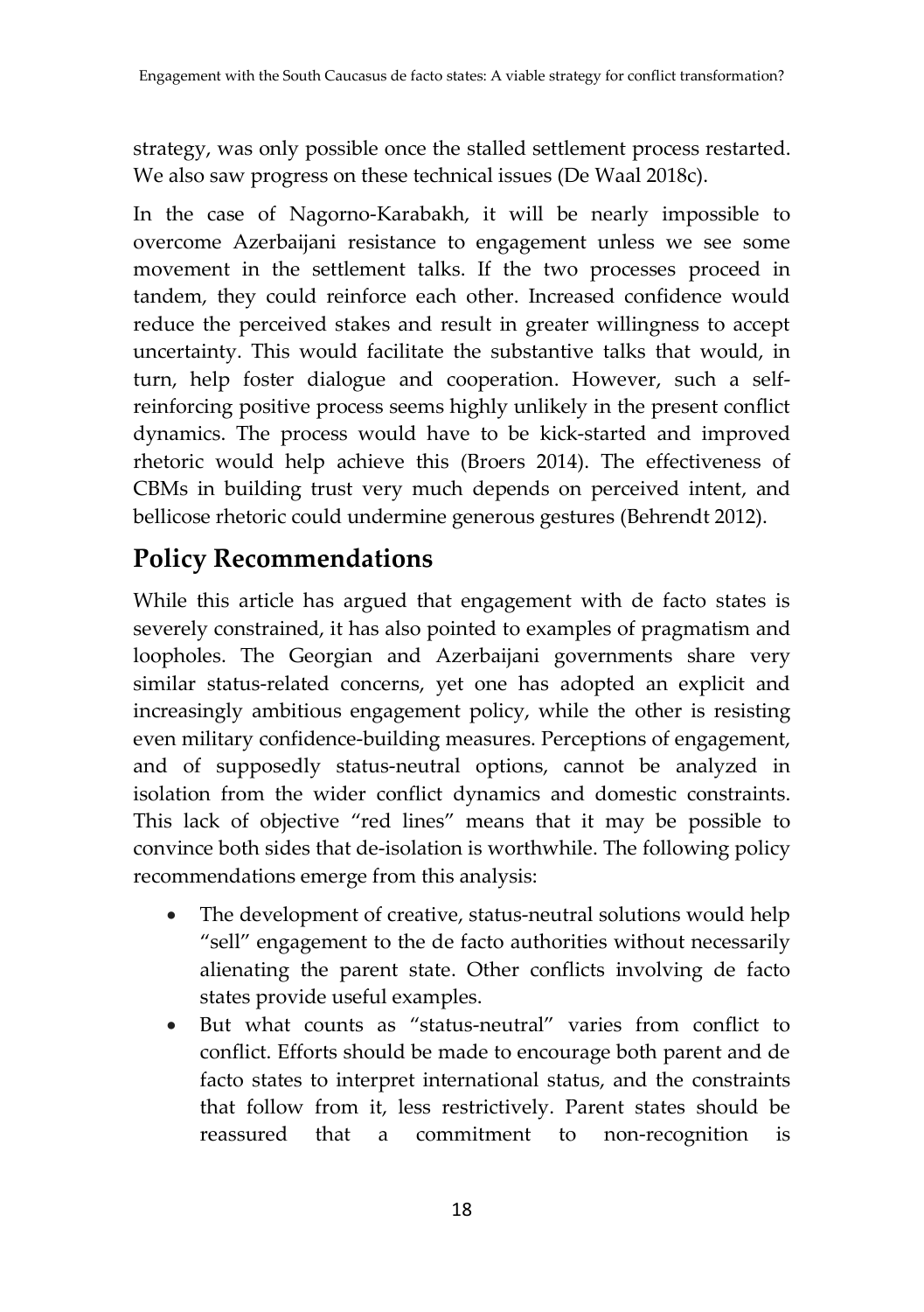strategy, was only possible once the stalled settlement process restarted. We also saw progress on these technical issues (De Waal 2018c).

In the case of Nagorno-Karabakh, it will be nearly impossible to overcome Azerbaijani resistance to engagement unless we see some movement in the settlement talks. If the two processes proceed in tandem, they could reinforce each other. Increased confidence would reduce the perceived stakes and result in greater willingness to accept uncertainty. This would facilitate the substantive talks that would, in turn, help foster dialogue and cooperation. However, such a self-reinforcing positive process seems highly unlikely in the present conflict dynamics. The process would have to be kick-started and improved rhetoric would help achieve this (Broers 2014). The effectiveness of CBMs in building trust very much depends on perceived intent, and bellicose rhetoric could undermine generous gestures (Behrendt 2012).

## Policy Recommendations

While this article has argued that engagement with de facto states is severely constrained, it has also pointed to examples of pragmatism and loopholes. The Georgian and Azerbaijani governments share very similar status-related concerns, yet one has adopted an explicit and increasingly ambitious engagement policy, while the other is resisting even military confidence-building measures. Perceptions of engagement, and of supposedly status-neutral options, cannot be analyzed in isolation from the wider conflict dynamics and domestic constraints. This lack of objective "red lines" means that it may be possible to convince both sides that de-isolation is worthwhile. The following policy recommendations emerge from this analysis:

- The development of creative, status-neutral solutions would help "sell" engagement to the de facto authorities without necessarily alienating the parent state. Other conflicts involving de facto states provide useful examples.
- But what counts as "status-neutral" varies from conflict to conflict. Efforts should be made to encourage both parent and de facto states to interpret international status, and the constraints that follow from it, less restrictively. Parent states should be reassured that a commitment to non-recognition is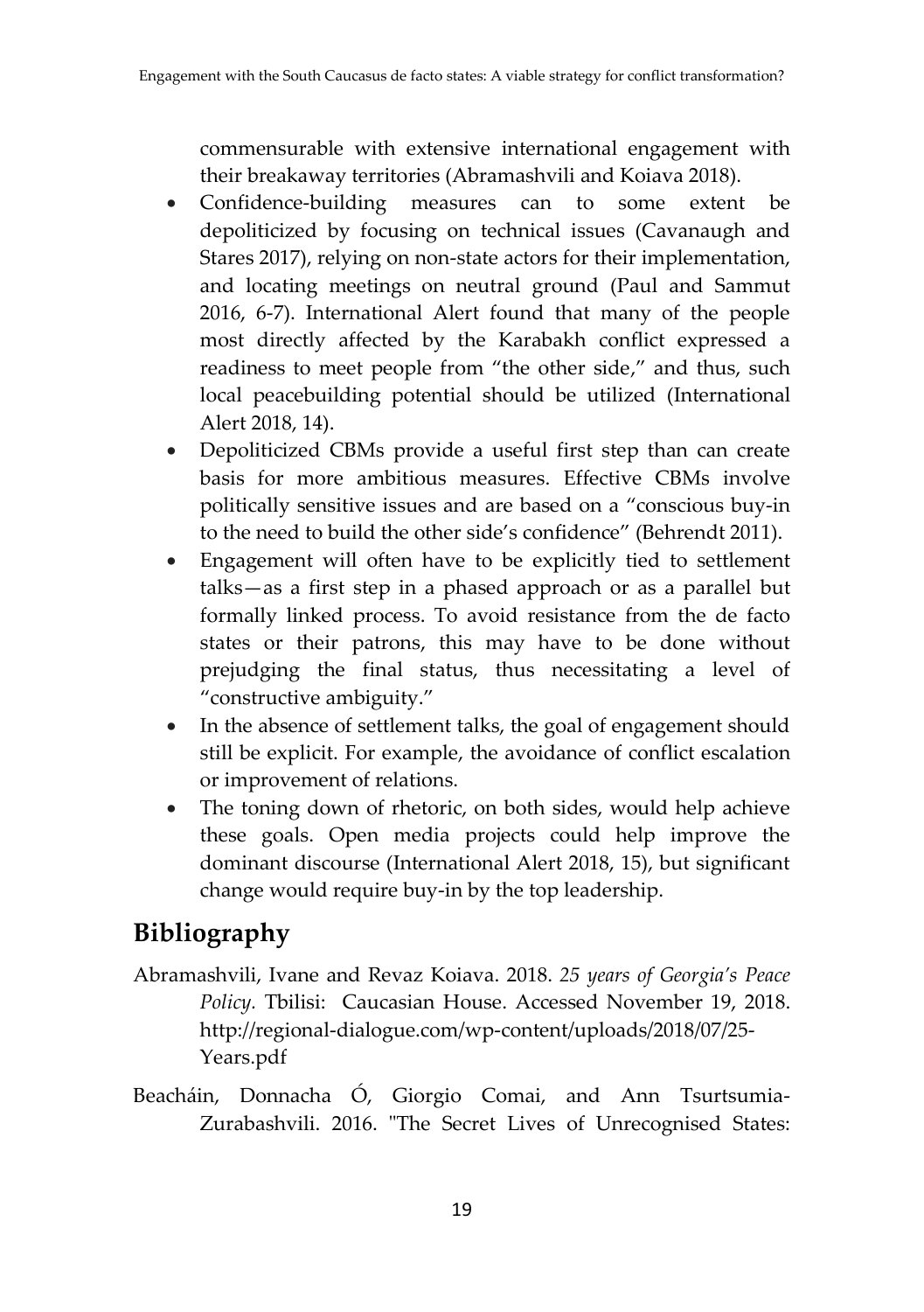commensurable with extensive international engagement with their breakaway territories (Abramashvili and Koiava 2018).

- Confidence-building measures can to some extent be depoliticized by focusing on technical issues (Cavanaugh and Stares 2017), relying on non-state actors for their implementation, and locating meetings on neutral ground (Paul and Sammut 2016, 6-7). International Alert found that many of the people most directly affected by the Karabakh conflict expressed a readiness to meet people from "the other side," and thus, such local peacebuilding potential should be utilized (International Alert 2018, 14).
- Depoliticized CBMs provide a useful first step than can create basis for more ambitious measures. Effective CBMs involve politically sensitive issues and are based on a "conscious buy-in to the need to build the other side's confidence" (Behrendt 2011).
- Engagement will often have to be explicitly tied to settlement talks—as a first step in a phased approach or as a parallel but formally linked process. To avoid resistance from the de facto states or their patrons, this may have to be done without prejudging the final status, thus necessitating a level of "constructive ambiguity."
- In the absence of settlement talks, the goal of engagement should still be explicit. For example, the avoidance of conflict escalation or improvement of relations.
- The toning down of rhetoric, on both sides, would help achieve these goals. Open media projects could help improve the dominant discourse (International Alert 2018, 15), but significant change would require buy-in by the top leadership.

## Bibliography

Abramashvili, Ivane and Revaz Koiava. 2018. *25 years of Georgia's Peace Policy*. Tbilisi: Caucasian House. Accessed November 19, 2018. http://regional-dialogue.com/wp-content/uploads/2018/07/25-Years.pdf

Beacháin, Donnacha Ó, Giorgio Comai, and Ann Tsurtsumia-Zurabashvili. 2016. "The Secret Lives of Unrecognised States: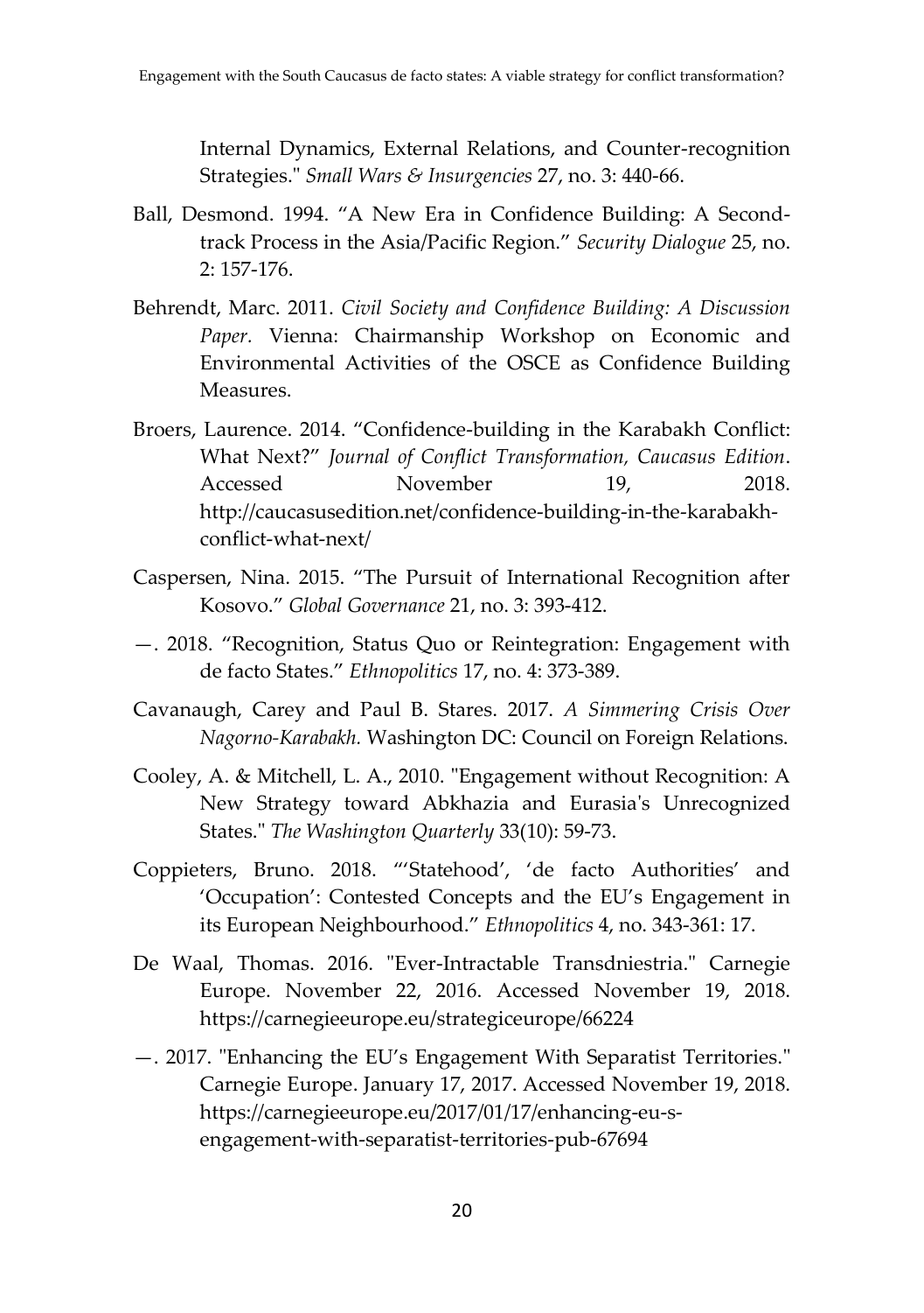Internal Dynamics, External Relations, and Counter-recognition Strategies." *Small Wars & Insurgencies* 27, no. 3: 440-66.

Ball, Desmond. 1994. "A New Era in Confidence Building: A Second-track Process in the Asia/Pacific Region." *Security Dialogue* 25, no. 2: 157-176.

Behrendt, Marc. 2011. *Civil Society and Confidence Building: A Discussion Paper.* Vienna: Chairmanship Workshop on Economic and Environmental Activities of the OSCE as Confidence Building Measures.

Broers, Laurence. 2014. "Confidence-building in the Karabakh Conflict: What Next?" *Journal of Conflict Transformation, Caucasus Edition*. Accessed November 19, 2018. http://caucasusedition.net/confidence-building-in-the-karabakh-conflict-what-next/

Caspersen, Nina. 2015. "The Pursuit of International Recognition after Kosovo." *Global Governance* 21, no. 3: 393-412.

—. 2018. "Recognition, Status Quo or Reintegration: Engagement with de facto States." *Ethnopolitics* 17, no. 4: 373-389.

Cavanaugh, Carey and Paul B. Stares. 2017. *A Simmering Crisis Over Nagorno-Karabakh.* Washington DC: Council on Foreign Relations.

Cooley, A. & Mitchell, L. A., 2010. "Engagement without Recognition: A New Strategy toward Abkhazia and Eurasia's Unrecognized States." *The Washington Quarterly* 33(10): 59-73.

Coppieters, Bruno. 2018. "'Statehood', 'de facto Authorities' and 'Occupation': Contested Concepts and the EU's Engagement in its European Neighbourhood." *Ethnopolitics* 4, no. 343-361: 17.

De Waal, Thomas. 2016. "Ever-Intractable Transdniestria." Carnegie Europe. November 22, 2016. Accessed November 19, 2018. https://carnegieeurope.eu/strategiceurope/66224

—. 2017. "Enhancing the EU's Engagement With Separatist Territories." Carnegie Europe. January 17, 2017. Accessed November 19, 2018. https://carnegieeurope.eu/2017/01/17/enhancing-eu-s-engagement-with-separatist-territories-pub-67694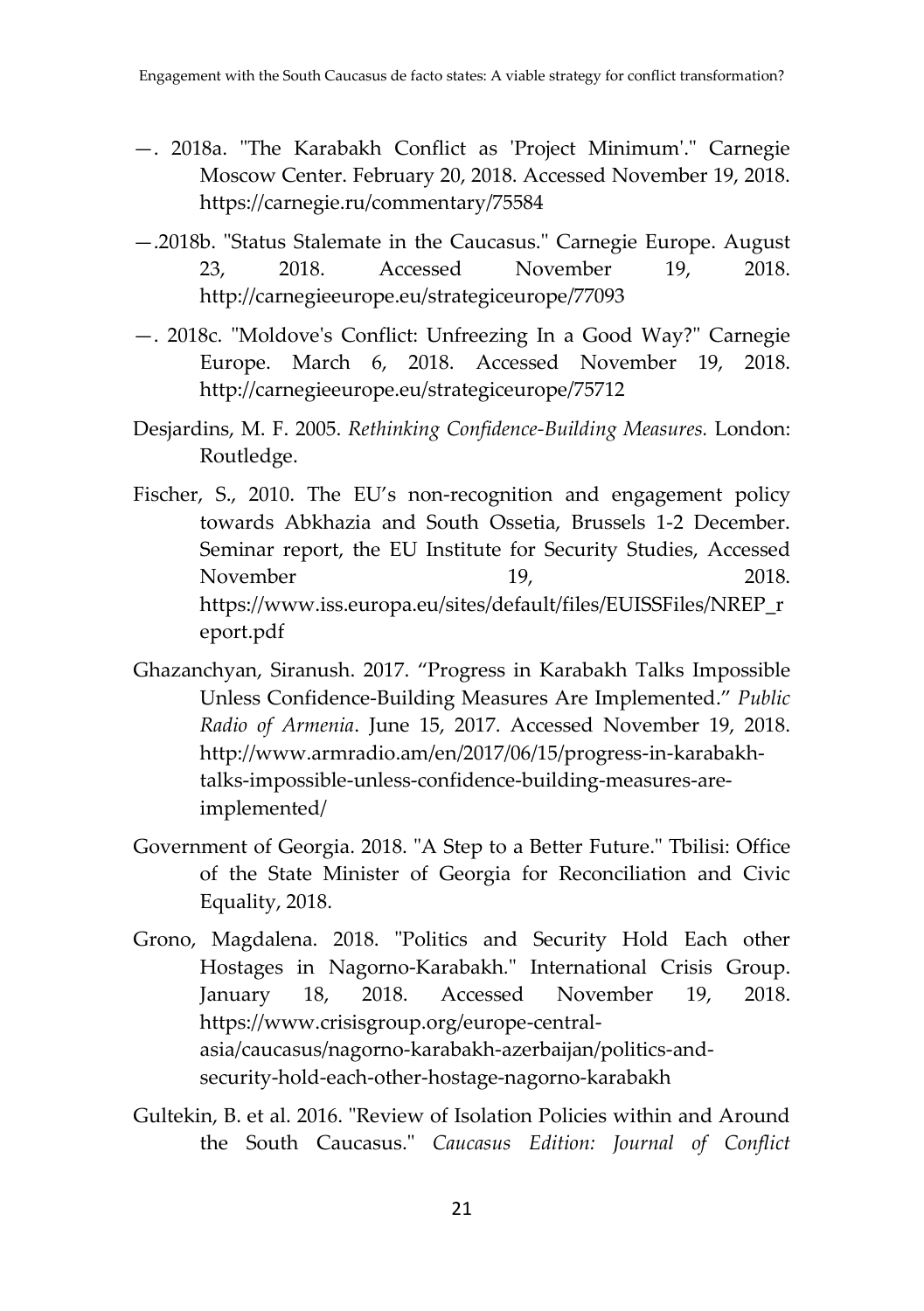—. 2018a. "The Karabakh Conflict as 'Project Minimum'." Carnegie Moscow Center. February 20, 2018. Accessed November 19, 2018. https://carnegie.ru/commentary/75584

—.2018b. "Status Stalemate in the Caucasus." Carnegie Europe. August 23, 2018. Accessed November 19, 2018. http://carnegieeurope.eu/strategiceurope/77093

—. 2018c. "Moldove's Conflict: Unfreezing In a Good Way?" Carnegie Europe. March 6, 2018. Accessed November 19, 2018. http://carnegieeurope.eu/strategiceurope/75712

Desjardins, M. F. 2005. *Rethinking Confidence-Building Measures.* London: Routledge.

Fischer, S., 2010. The EU's non-recognition and engagement policy towards Abkhazia and South Ossetia, Brussels 1-2 December. Seminar report, the EU Institute for Security Studies, Accessed November 19, 2018. https://www.iss.europa.eu/sites/default/files/EUISSFiles/NREP_report.pdf

Ghazanchyan, Siranush. 2017. "Progress in Karabakh Talks Impossible Unless Confidence-Building Measures Are Implemented." *Public Radio of Armenia*. June 15, 2017. Accessed November 19, 2018. http://www.armradio.am/en/2017/06/15/progress-in-karabakh-talks-impossible-unless-confidence-building-measures-are-implemented/

Government of Georgia. 2018. "A Step to a Better Future." Tbilisi: Office of the State Minister of Georgia for Reconciliation and Civic Equality, 2018.

Grono, Magdalena. 2018. "Politics and Security Hold Each other Hostages in Nagorno-Karabakh." International Crisis Group. January 18, 2018. Accessed November 19, 2018. https://www.crisisgroup.org/europe-central-asia/caucasus/nagorno-karabakh-azerbaijan/politics-and-security-hold-each-other-hostage-nagorno-karabakh

Gultekin, B. et al. 2016. "Review of Isolation Policies within and Around the South Caucasus." *Caucasus Edition: Journal of Conflict*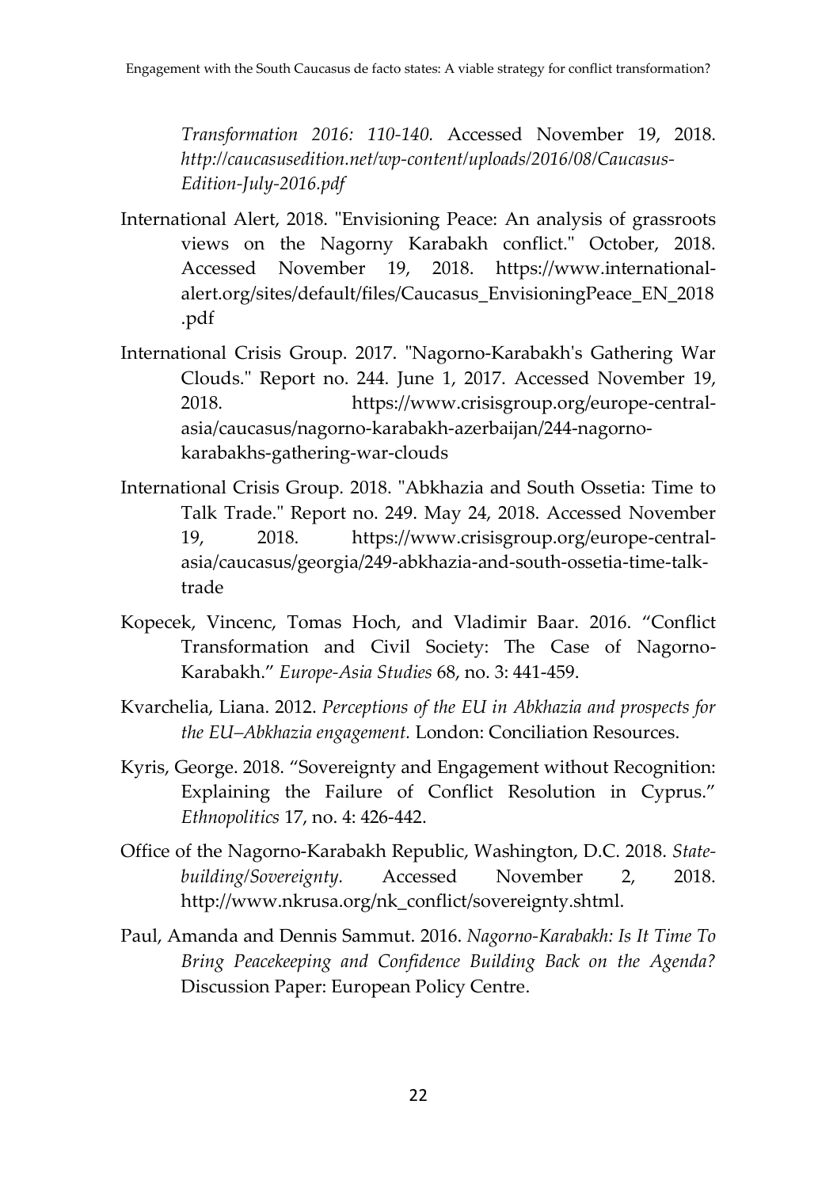*Transformation 2016: 110-140.* Accessed November 19, 2018. *http://caucasusedition.net/wp-content/uploads/2016/08/Caucasus-Edition-July-2016.pdf*

International Alert, 2018. "Envisioning Peace: An analysis of grassroots views on the Nagorny Karabakh conflict." October, 2018. Accessed November 19, 2018. https://www.international-alert.org/sites/default/files/Caucasus_EnvisioningPeace_EN_2018.pdf

International Crisis Group. 2017. "Nagorno-Karabakh's Gathering War Clouds." Report no. 244. June 1, 2017. Accessed November 19, 2018. https://www.crisisgroup.org/europe-central-asia/caucasus/nagorno-karabakh-azerbaijan/244-nagorno-karabakhs-gathering-war-clouds

International Crisis Group. 2018. "Abkhazia and South Ossetia: Time to Talk Trade." Report no. 249. May 24, 2018. Accessed November 19, 2018. https://www.crisisgroup.org/europe-central-asia/caucasus/georgia/249-abkhazia-and-south-ossetia-time-talk-trade

Kopecek, Vincenc, Tomas Hoch, and Vladimir Baar. 2016. "Conflict Transformation and Civil Society: The Case of Nagorno-Karabakh." *Europe-Asia Studies* 68, no. 3: 441-459.

Kvarchelia, Liana. 2012. *Perceptions of the EU in Abkhazia and prospects for the EU–Abkhazia engagement.* London: Conciliation Resources.

Kyris, George. 2018. "Sovereignty and Engagement without Recognition: Explaining the Failure of Conflict Resolution in Cyprus." *Ethnopolitics* 17, no. 4: 426-442.

Office of the Nagorno-Karabakh Republic, Washington, D.C. 2018. *State-building/Sovereignty.* Accessed November 2, 2018. http://www.nkrusa.org/nk_conflict/sovereignty.shtml.

Paul, Amanda and Dennis Sammut. 2016. *Nagorno-Karabakh: Is It Time To Bring Peacekeeping and Confidence Building Back on the Agenda?* Discussion Paper: European Policy Centre.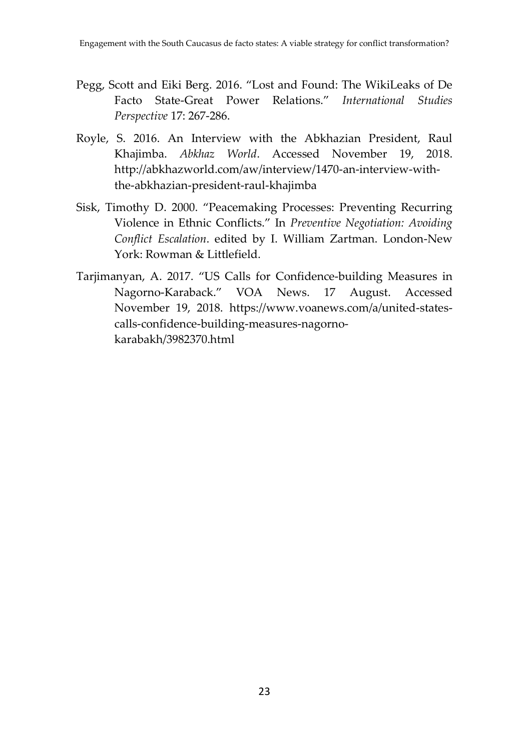Pegg, Scott and Eiki Berg. 2016. "Lost and Found: The WikiLeaks of De Facto State-Great Power Relations." *International Studies Perspective* 17: 267-286.

Royle, S. 2016. An Interview with the Abkhazian President, Raul Khajimba. *Abkhaz World*. Accessed November 19, 2018. http://abkhazworld.com/aw/interview/1470-an-interview-with-the-abkhazian-president-raul-khajimba

Sisk, Timothy D. 2000. "Peacemaking Processes: Preventing Recurring Violence in Ethnic Conflicts." In *Preventive Negotiation: Avoiding Conflict Escalation*. edited by I. William Zartman. London-New York: Rowman & Littlefield.

Tarjimanyan, A. 2017. "US Calls for Confidence-building Measures in Nagorno-Karaback." VOA News. 17 August. Accessed November 19, 2018. https://www.voanews.com/a/united-states-calls-confidence-building-measures-nagorno-karabakh/3982370.html